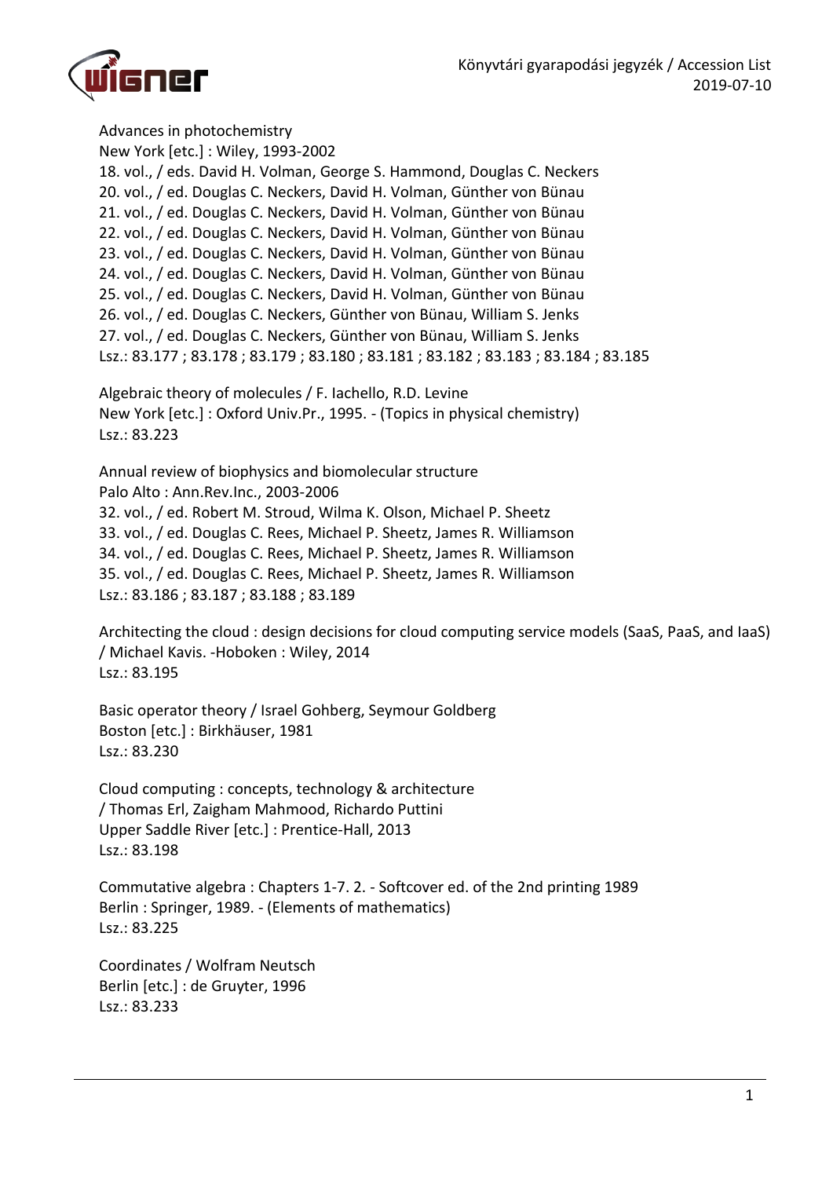Advances in photochemistry
New York [etc.] : Wiley, 1993-2002
18. vol., / eds. David H. Volman, George S. Hammond, Douglas C. Neckers
20. vol., / ed. Douglas C. Neckers, David H. Volman, Günther von Bünau
21. vol., / ed. Douglas C. Neckers, David H. Volman, Günther von Bünau
22. vol., / ed. Douglas C. Neckers, David H. Volman, Günther von Bünau
23. vol., / ed. Douglas C. Neckers, David H. Volman, Günther von Bünau
24. vol., / ed. Douglas C. Neckers, David H. Volman, Günther von Bünau
25. vol., / ed. Douglas C. Neckers, David H. Volman, Günther von Bünau
26. vol., / ed. Douglas C. Neckers, Günther von Bünau, William S. Jenks
27. vol., / ed. Douglas C. Neckers, Günther von Bünau, William S. Jenks
Lsz.: 83.177 ; 83.178 ; 83.179 ; 83.180 ; 83.181 ; 83.182 ; 83.183 ; 83.184 ; 83.185

Algebraic theory of molecules / F. Iachello, R.D. Levine
New York [etc.] : Oxford Univ.Pr., 1995. - (Topics in physical chemistry)
Lsz.: 83.223

Annual review of biophysics and biomolecular structure
Palo Alto : Ann.Rev.Inc., 2003-2006
32. vol., / ed. Robert M. Stroud, Wilma K. Olson, Michael P. Sheetz
33. vol., / ed. Douglas C. Rees, Michael P. Sheetz, James R. Williamson
34. vol., / ed. Douglas C. Rees, Michael P. Sheetz, James R. Williamson
35. vol., / ed. Douglas C. Rees, Michael P. Sheetz, James R. Williamson
Lsz.: 83.186 ; 83.187 ; 83.188 ; 83.189

Architecting the cloud : design decisions for cloud computing service models (SaaS, PaaS, and IaaS) / Michael Kavis. -Hoboken : Wiley, 2014
Lsz.: 83.195

Basic operator theory / Israel Gohberg, Seymour Goldberg
Boston [etc.] : Birkhäuser, 1981
Lsz.: 83.230

Cloud computing : concepts, technology & architecture
/ Thomas Erl, Zaigham Mahmood, Richardo Puttini
Upper Saddle River [etc.] : Prentice-Hall, 2013
Lsz.: 83.198

Commutative algebra : Chapters 1-7. 2. - Softcover ed. of the 2nd printing 1989
Berlin : Springer, 1989. - (Elements of mathematics)
Lsz.: 83.225

Coordinates / Wolfram Neutsch
Berlin [etc.] : de Gruyter, 1996
Lsz.: 83.233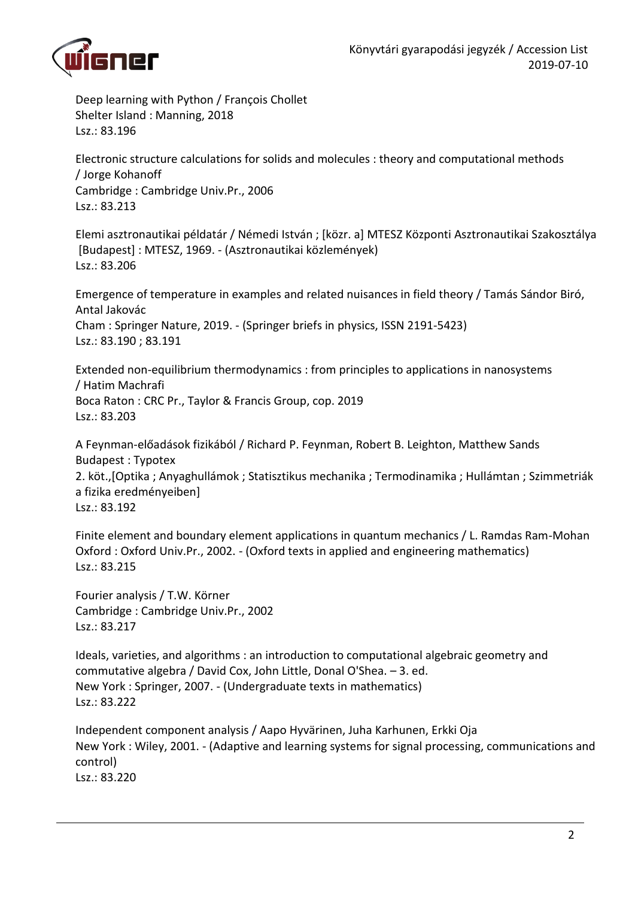Deep learning with Python / François Chollet
Shelter Island : Manning, 2018
Lsz.: 83.196

Electronic structure calculations for solids and molecules : theory and computational methods / Jorge Kohanoff
Cambridge : Cambridge Univ.Pr., 2006
Lsz.: 83.213

Elemi asztronautikai példatár / Némedi István ; [közr. a] MTESZ Központi Asztronautikai Szakosztálya
[Budapest] : MTESZ, 1969. - (Asztronautikai közlemények)
Lsz.: 83.206

Emergence of temperature in examples and related nuisances in field theory / Tamás Sándor Biró, Antal Jakovác
Cham : Springer Nature, 2019. - (Springer briefs in physics, ISSN 2191-5423)
Lsz.: 83.190 ; 83.191

Extended non-equilibrium thermodynamics : from principles to applications in nanosystems / Hatim Machrafi
Boca Raton : CRC Pr., Taylor & Francis Group, cop. 2019
Lsz.: 83.203

A Feynman-előadások fizikából / Richard P. Feynman, Robert B. Leighton, Matthew Sands
Budapest : Typotex
2. köt.,[Optika ; Anyaghullámok ; Statisztikus mechanika ; Termodinamika ; Hullámtan ; Szimmetriák a fizika eredményeiben]
Lsz.: 83.192

Finite element and boundary element applications in quantum mechanics / L. Ramdas Ram-Mohan
Oxford : Oxford Univ.Pr., 2002. - (Oxford texts in applied and engineering mathematics)
Lsz.: 83.215

Fourier analysis / T.W. Körner
Cambridge : Cambridge Univ.Pr., 2002
Lsz.: 83.217

Ideals, varieties, and algorithms : an introduction to computational algebraic geometry and commutative algebra / David Cox, John Little, Donal O'Shea. – 3. ed.
New York : Springer, 2007. - (Undergraduate texts in mathematics)
Lsz.: 83.222

Independent component analysis / Aapo Hyvärinen, Juha Karhunen, Erkki Oja
New York : Wiley, 2001. - (Adaptive and learning systems for signal processing, communications and control)
Lsz.: 83.220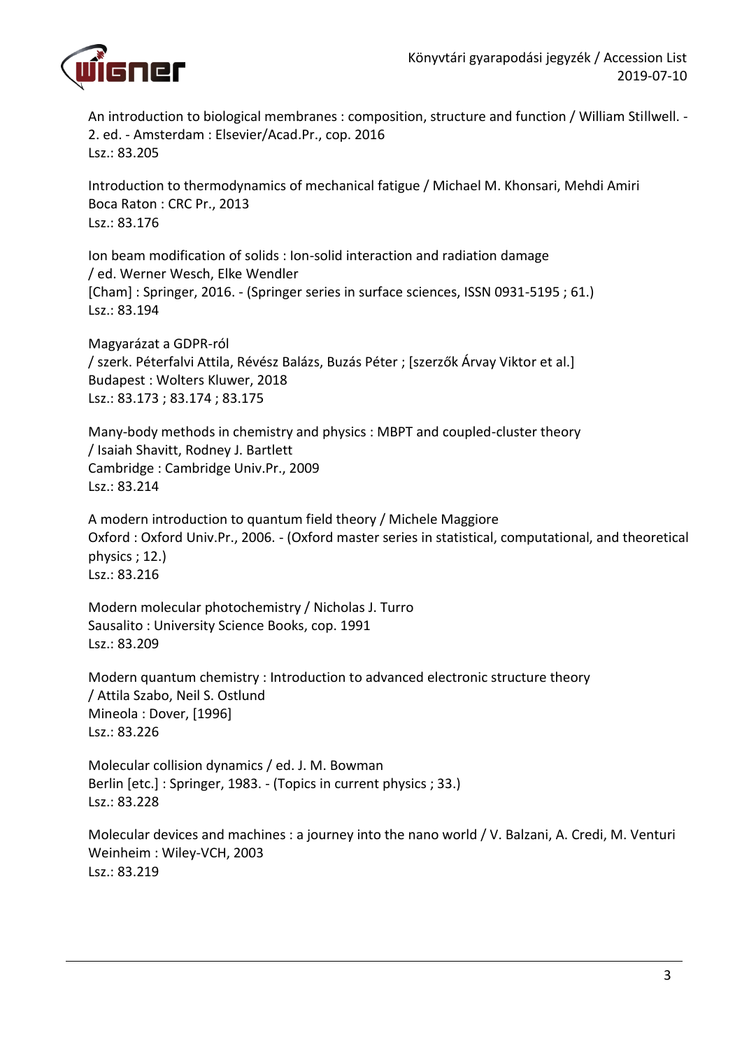An introduction to biological membranes : composition, structure and function / William Stillwell. - 2. ed. - Amsterdam : Elsevier/Acad.Pr., cop. 2016
Lsz.: 83.205

Introduction to thermodynamics of mechanical fatigue / Michael M. Khonsari, Mehdi Amiri
Boca Raton : CRC Pr., 2013
Lsz.: 83.176

Ion beam modification of solids : Ion-solid interaction and radiation damage
/ ed. Werner Wesch, Elke Wendler
[Cham] : Springer, 2016. - (Springer series in surface sciences, ISSN 0931-5195 ; 61.)
Lsz.: 83.194

Magyarázat a GDPR-ról
/ szerk. Péterfalvi Attila, Révész Balázs, Buzás Péter ; [szerzők Árvay Viktor et al.]
Budapest : Wolters Kluwer, 2018
Lsz.: 83.173 ; 83.174 ; 83.175

Many-body methods in chemistry and physics : MBPT and coupled-cluster theory
/ Isaiah Shavitt, Rodney J. Bartlett
Cambridge : Cambridge Univ.Pr., 2009
Lsz.: 83.214

A modern introduction to quantum field theory / Michele Maggiore
Oxford : Oxford Univ.Pr., 2006. - (Oxford master series in statistical, computational, and theoretical physics ; 12.)
Lsz.: 83.216

Modern molecular photochemistry / Nicholas J. Turro
Sausalito : University Science Books, cop. 1991
Lsz.: 83.209

Modern quantum chemistry : Introduction to advanced electronic structure theory
/ Attila Szabo, Neil S. Ostlund
Mineola : Dover, [1996]
Lsz.: 83.226

Molecular collision dynamics / ed. J. M. Bowman
Berlin [etc.] : Springer, 1983. - (Topics in current physics ; 33.)
Lsz.: 83.228

Molecular devices and machines : a journey into the nano world / V. Balzani, A. Credi, M. Venturi
Weinheim : Wiley-VCH, 2003
Lsz.: 83.219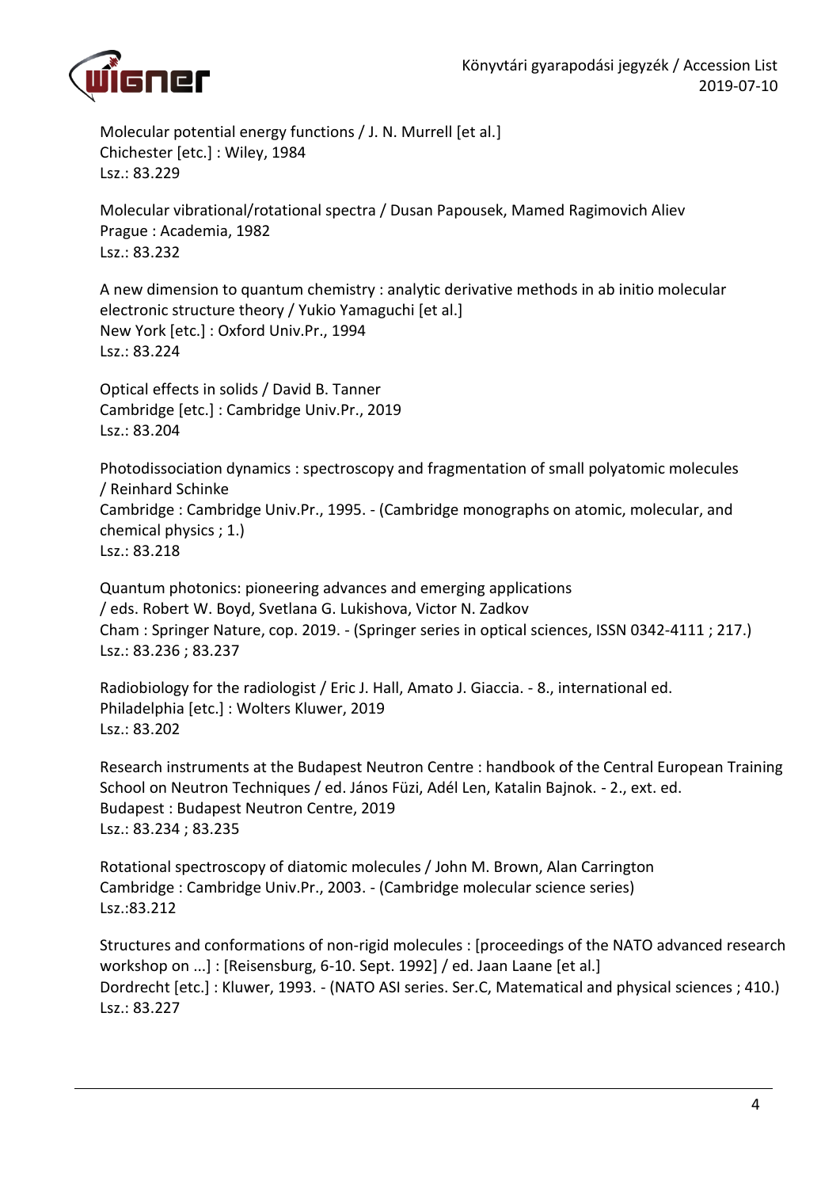Molecular potential energy functions / J. N. Murrell [et al.]
Chichester [etc.] : Wiley, 1984
Lsz.: 83.229

Molecular vibrational/rotational spectra / Dusan Papousek, Mamed Ragimovich Aliev
Prague : Academia, 1982
Lsz.: 83.232

A new dimension to quantum chemistry : analytic derivative methods in ab initio molecular electronic structure theory / Yukio Yamaguchi [et al.]
New York [etc.] : Oxford Univ.Pr., 1994
Lsz.: 83.224

Optical effects in solids / David B. Tanner
Cambridge [etc.] : Cambridge Univ.Pr., 2019
Lsz.: 83.204

Photodissociation dynamics : spectroscopy and fragmentation of small polyatomic molecules / Reinhard Schinke
Cambridge : Cambridge Univ.Pr., 1995. - (Cambridge monographs on atomic, molecular, and chemical physics ; 1.)
Lsz.: 83.218

Quantum photonics: pioneering advances and emerging applications / eds. Robert W. Boyd, Svetlana G. Lukishova, Victor N. Zadkov
Cham : Springer Nature, cop. 2019. - (Springer series in optical sciences, ISSN 0342-4111 ; 217.)
Lsz.: 83.236 ; 83.237

Radiobiology for the radiologist / Eric J. Hall, Amato J. Giaccia. - 8., international ed.
Philadelphia [etc.] : Wolters Kluwer, 2019
Lsz.: 83.202

Research instruments at the Budapest Neutron Centre : handbook of the Central European Training School on Neutron Techniques / ed. János Füzi, Adél Len, Katalin Bajnok. - 2., ext. ed.
Budapest : Budapest Neutron Centre, 2019
Lsz.: 83.234 ; 83.235

Rotational spectroscopy of diatomic molecules / John M. Brown, Alan Carrington
Cambridge : Cambridge Univ.Pr., 2003. - (Cambridge molecular science series)
Lsz.:83.212

Structures and conformations of non-rigid molecules : [proceedings of the NATO advanced research workshop on ...] : [Reisensburg, 6-10. Sept. 1992] / ed. Jaan Laane [et al.]
Dordrecht [etc.] : Kluwer, 1993. - (NATO ASI series. Ser.C, Matematical and physical sciences ; 410.)
Lsz.: 83.227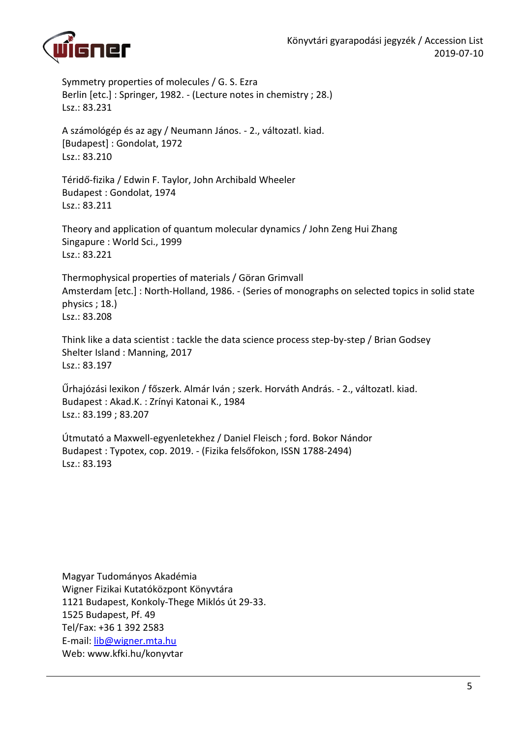Symmetry properties of molecules / G. S. Ezra
Berlin [etc.] : Springer, 1982. - (Lecture notes in chemistry ; 28.)
Lsz.: 83.231

A számológép és az agy / Neumann János. - 2., változatl. kiad.
[Budapest] : Gondolat, 1972
Lsz.: 83.210

Téridő-fizika / Edwin F. Taylor, John Archibald Wheeler
Budapest : Gondolat, 1974
Lsz.: 83.211

Theory and application of quantum molecular dynamics / John Zeng Hui Zhang
Singapure : World Sci., 1999
Lsz.: 83.221

Thermophysical properties of materials / Göran Grimvall
Amsterdam [etc.] : North-Holland, 1986. - (Series of monographs on selected topics in solid state physics ; 18.)
Lsz.: 83.208

Think like a data scientist : tackle the data science process step-by-step / Brian Godsey
Shelter Island : Manning, 2017
Lsz.: 83.197

Űrhajózási lexikon / főszerk. Almár Iván ; szerk. Horváth András. - 2., változatl. kiad.
Budapest : Akad.K. : Zrínyi Katonai K., 1984
Lsz.: 83.199 ; 83.207

Útmutató a Maxwell-egyenletekhez / Daniel Fleisch ; ford. Bokor Nándor
Budapest : Typotex, cop. 2019. - (Fizika felsőfokon, ISSN 1788-2494)
Lsz.: 83.193

Magyar Tudományos Akadémia
Wigner Fizikai Kutatóközpont Könyvtára
1121 Budapest, Konkoly-Thege Miklós út 29-33.
1525 Budapest, Pf. 49
Tel/Fax: +36 1 392 2583
E-mail: lib@wigner.mta.hu
Web: www.kfki.hu/konyvtar